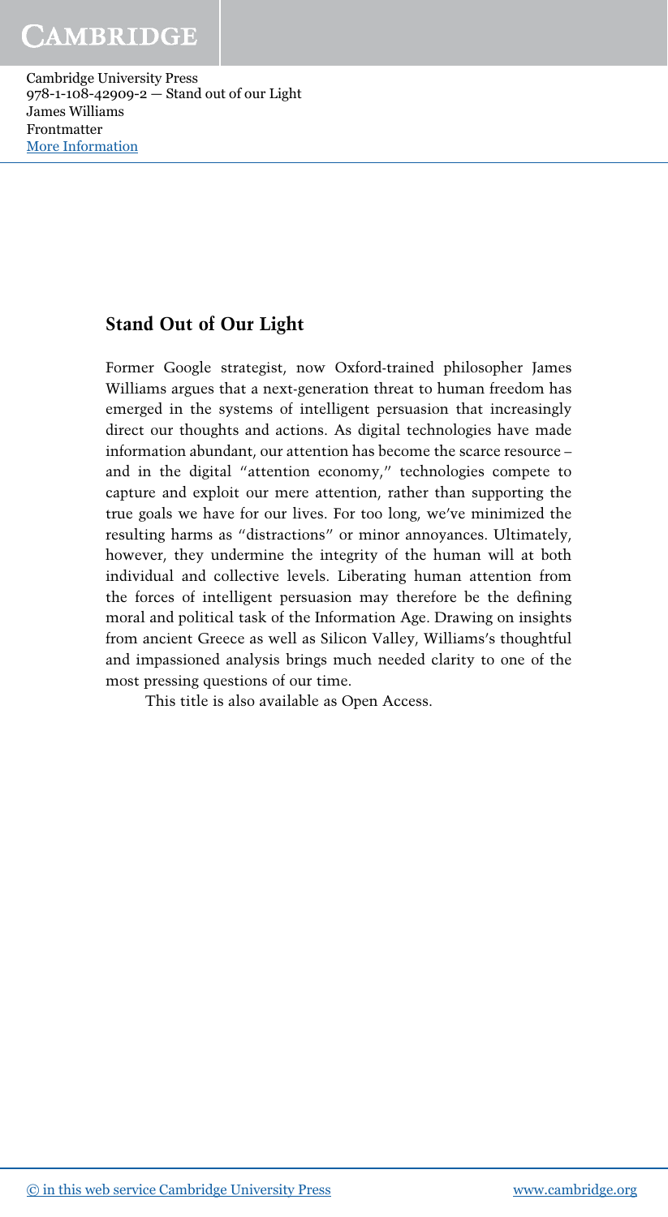## Stand Out of Our Light

Former Google strategist, now Oxford-trained philosopher James Williams argues that a next-generation threat to human freedom has emerged in the systems of intelligent persuasion that increasingly direct our thoughts and actions. As digital technologies have made information abundant, our attention has become the scarce resource – and in the digital "attention economy," technologies compete to capture and exploit our mere attention, rather than supporting the true goals we have for our lives. For too long, we've minimized the resulting harms as "distractions" or minor annoyances. Ultimately, however, they undermine the integrity of the human will at both individual and collective levels. Liberating human attention from the forces of intelligent persuasion may therefore be the defining moral and political task of the Information Age. Drawing on insights from ancient Greece as well as Silicon Valley, Williams's thoughtful and impassioned analysis brings much needed clarity to one of the most pressing questions of our time.

This title is also available as Open Access.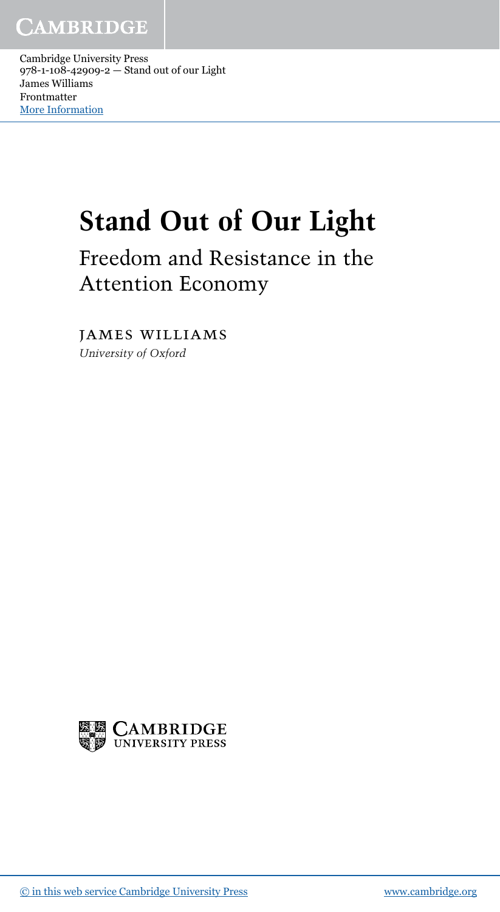# Stand Out of Our Light

## Freedom and Resistance in the Attention Economy

JAMES WILLIAMS

*University of Oxford*

CAMBRIDGE UNIVERSITY PRESS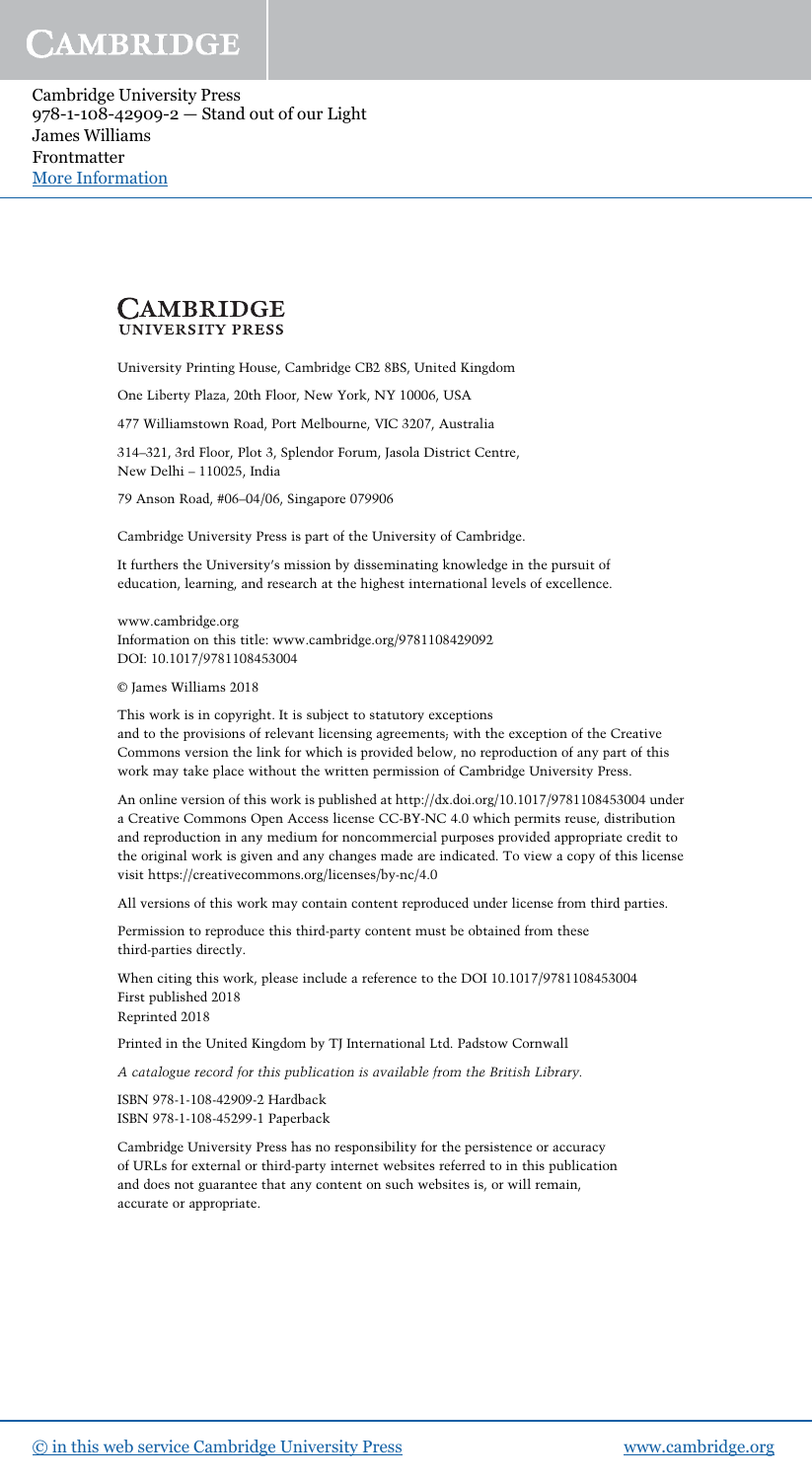**CAMBRIDGE**
UNIVERSITY PRESS

University Printing House, Cambridge CB2 8BS, United Kingdom

One Liberty Plaza, 20th Floor, New York, NY 10006, USA

477 Williamstown Road, Port Melbourne, VIC 3207, Australia

314–321, 3rd Floor, Plot 3, Splendor Forum, Jasola District Centre, New Delhi – 110025, India

79 Anson Road, #06–04/06, Singapore 079906

Cambridge University Press is part of the University of Cambridge.

It furthers the University's mission by disseminating knowledge in the pursuit of education, learning, and research at the highest international levels of excellence.

www.cambridge.org
Information on this title: www.cambridge.org/9781108429092
DOI: 10.1017/9781108453004

© James Williams 2018

This work is in copyright. It is subject to statutory exceptions and to the provisions of relevant licensing agreements; with the exception of the Creative Commons version the link for which is provided below, no reproduction of any part of this work may take place without the written permission of Cambridge University Press.

An online version of this work is published at http://dx.doi.org/10.1017/9781108453004 under a Creative Commons Open Access license CC-BY-NC 4.0 which permits reuse, distribution and reproduction in any medium for noncommercial purposes provided appropriate credit to the original work is given and any changes made are indicated. To view a copy of this license visit https://creativecommons.org/licenses/by-nc/4.0

All versions of this work may contain content reproduced under license from third parties.

Permission to reproduce this third-party content must be obtained from these third-parties directly.

When citing this work, please include a reference to the DOI 10.1017/9781108453004
First published 2018
Reprinted 2018

Printed in the United Kingdom by TJ International Ltd. Padstow Cornwall

*A catalogue record for this publication is available from the British Library.*

ISBN 978-1-108-42909-2 Hardback
ISBN 978-1-108-45299-1 Paperback

Cambridge University Press has no responsibility for the persistence or accuracy of URLs for external or third-party internet websites referred to in this publication and does not guarantee that any content on such websites is, or will remain, accurate or appropriate.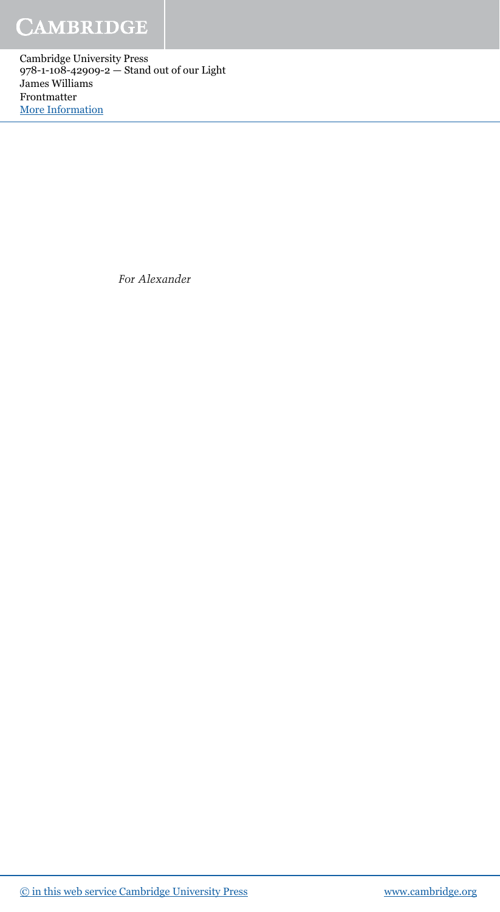*For Alexander*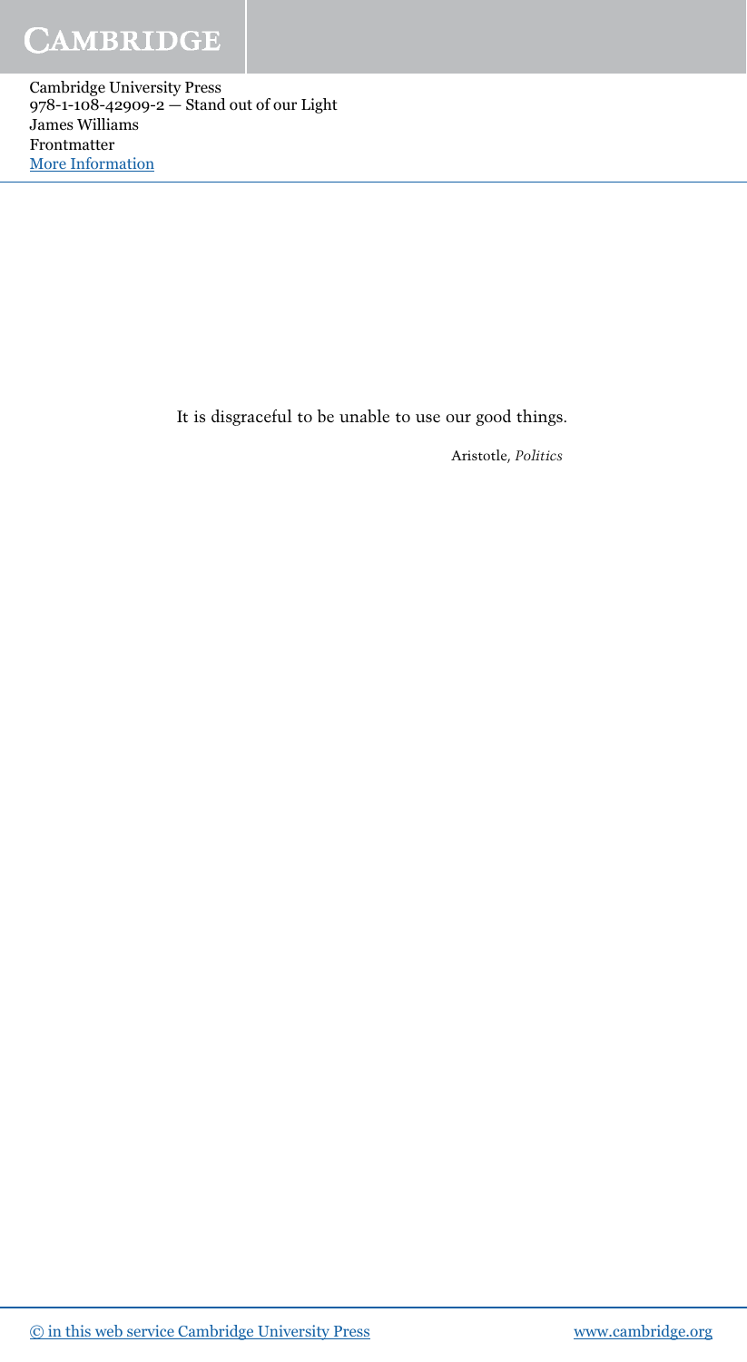It is disgraceful to be unable to use our good things.

Aristotle, *Politics*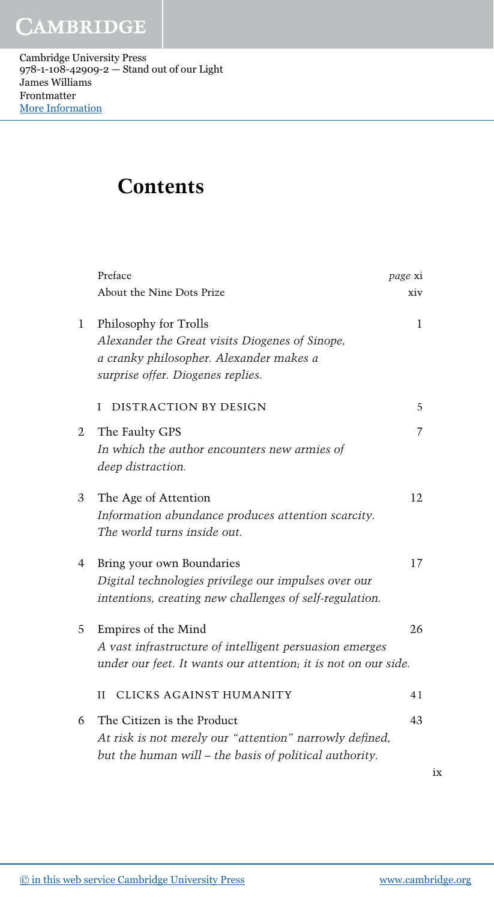# Contents

| | | |
|---|---|---|
| | Preface | *page* xi |
| | About the Nine Dots Prize | xiv |
| 1 | Philosophy for Trolls<br>*Alexander the Great visits Diogenes of Sinope, a cranky philosopher. Alexander makes a surprise offer. Diogenes replies.* | 1 |
| | I DISTRACTION BY DESIGN | 5 |
| 2 | The Faulty GPS<br>*In which the author encounters new armies of deep distraction.* | 7 |
| 3 | The Age of Attention<br>*Information abundance produces attention scarcity. The world turns inside out.* | 12 |
| 4 | Bring your own Boundaries<br>*Digital technologies privilege our impulses over our intentions, creating new challenges of self-regulation.* | 17 |
| 5 | Empires of the Mind<br>*A vast infrastructure of intelligent persuasion emerges under our feet. It wants our attention; it is not on our side.* | 26 |
| | II CLICKS AGAINST HUMANITY | 41 |
| 6 | The Citizen is the Product<br>*At risk is not merely our "attention" narrowly defined, but the human will – the basis of political authority.* | 43 |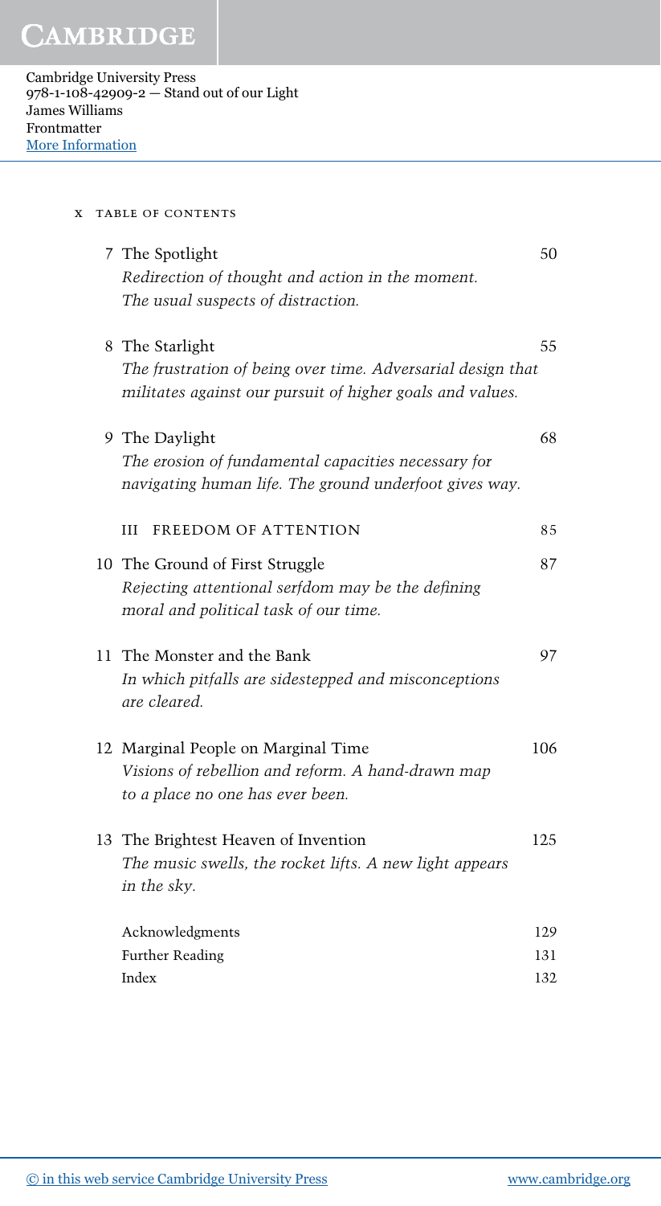7 The Spotlight — 50
*Redirection of thought and action in the moment. The usual suspects of distraction.*

8 The Starlight — 55
*The frustration of being over time. Adversarial design that militates against our pursuit of higher goals and values.*

9 The Daylight — 68
*The erosion of fundamental capacities necessary for navigating human life. The ground underfoot gives way.*

III FREEDOM OF ATTENTION — 85

10 The Ground of First Struggle — 87
*Rejecting attentional serfdom may be the defining moral and political task of our time.*

11 The Monster and the Bank — 97
*In which pitfalls are sidestepped and misconceptions are cleared.*

12 Marginal People on Marginal Time — 106
*Visions of rebellion and reform. A hand-drawn map to a place no one has ever been.*

13 The Brightest Heaven of Invention — 125
*The music swells, the rocket lifts. A new light appears in the sky.*

Acknowledgments — 129
Further Reading — 131
Index — 132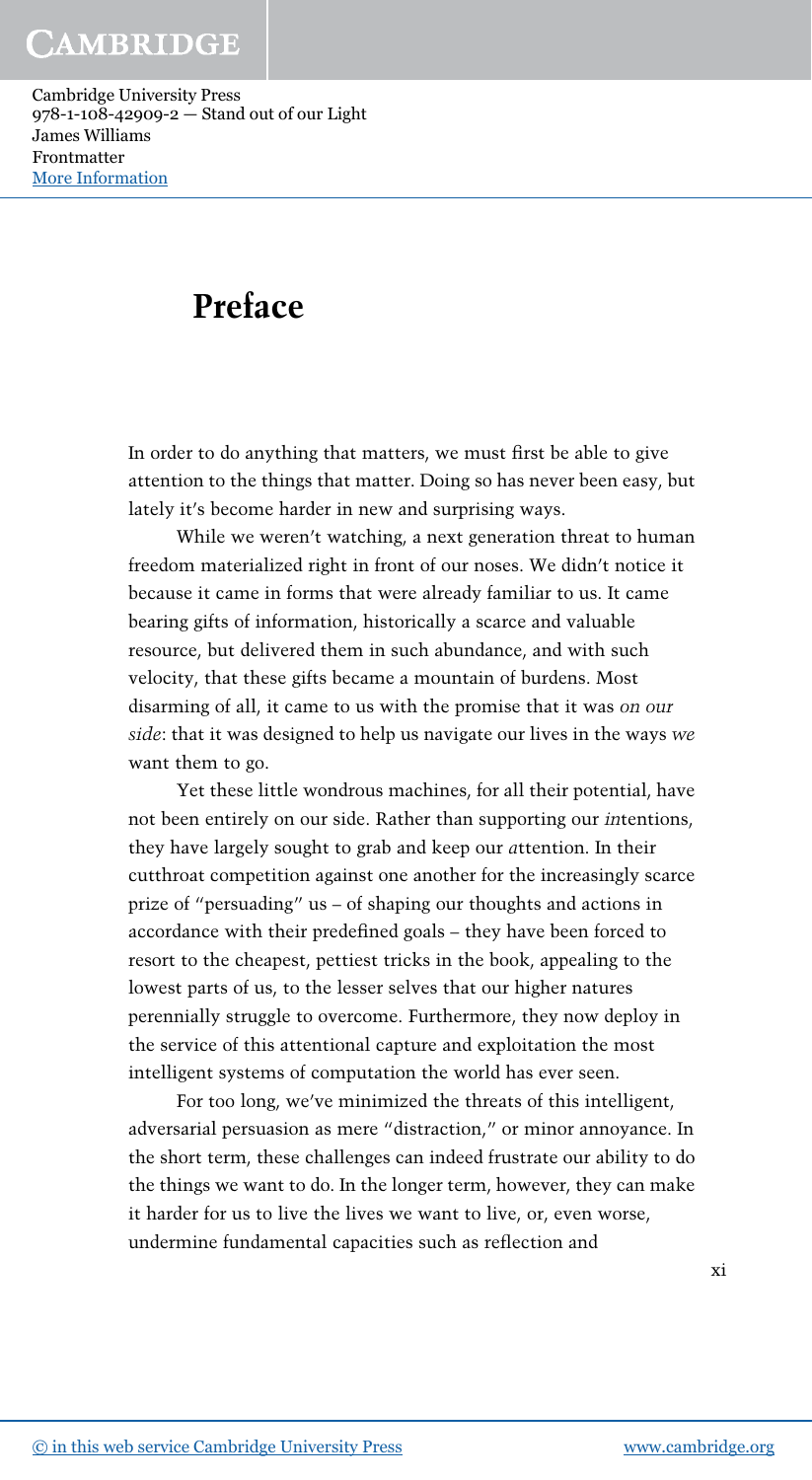# Preface

In order to do anything that matters, we must first be able to give attention to the things that matter. Doing so has never been easy, but lately it's become harder in new and surprising ways.

While we weren't watching, a next generation threat to human freedom materialized right in front of our noses. We didn't notice it because it came in forms that were already familiar to us. It came bearing gifts of information, historically a scarce and valuable resource, but delivered them in such abundance, and with such velocity, that these gifts became a mountain of burdens. Most disarming of all, it came to us with the promise that it was *on our side*: that it was designed to help us navigate our lives in the ways *we* want them to go.

Yet these little wondrous machines, for all their potential, have not been entirely on our side. Rather than supporting our *in*tentions, they have largely sought to grab and keep our *a*ttention. In their cutthroat competition against one another for the increasingly scarce prize of "persuading" us – of shaping our thoughts and actions in accordance with their predefined goals – they have been forced to resort to the cheapest, pettiest tricks in the book, appealing to the lowest parts of us, to the lesser selves that our higher natures perennially struggle to overcome. Furthermore, they now deploy in the service of this attentional capture and exploitation the most intelligent systems of computation the world has ever seen.

For too long, we've minimized the threats of this intelligent, adversarial persuasion as mere "distraction," or minor annoyance. In the short term, these challenges can indeed frustrate our ability to do the things we want to do. In the longer term, however, they can make it harder for us to live the lives we want to live, or, even worse, undermine fundamental capacities such as reflection and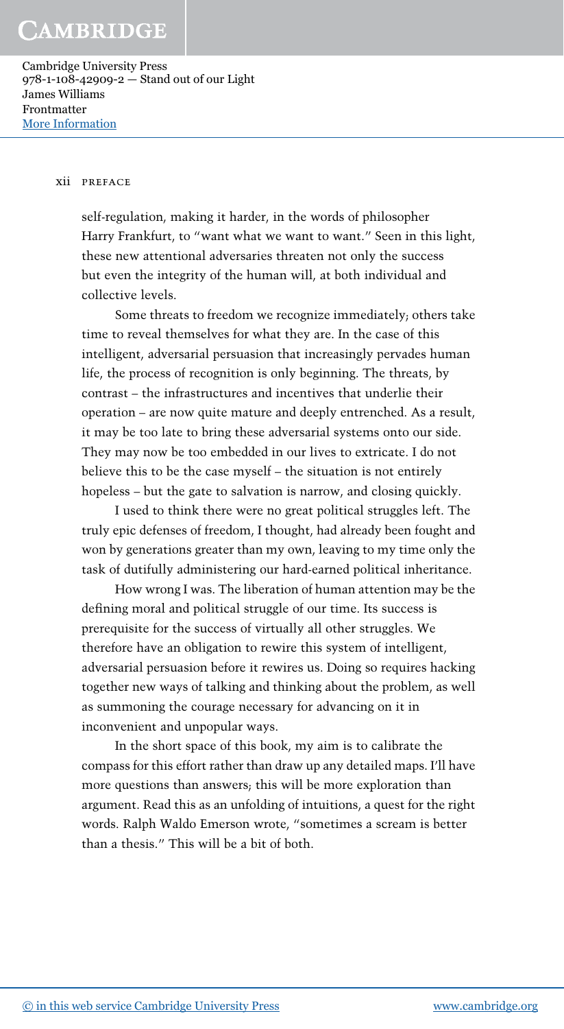self-regulation, making it harder, in the words of philosopher Harry Frankfurt, to "want what we want to want." Seen in this light, these new attentional adversaries threaten not only the success but even the integrity of the human will, at both individual and collective levels.

Some threats to freedom we recognize immediately; others take time to reveal themselves for what they are. In the case of this intelligent, adversarial persuasion that increasingly pervades human life, the process of recognition is only beginning. The threats, by contrast – the infrastructures and incentives that underlie their operation – are now quite mature and deeply entrenched. As a result, it may be too late to bring these adversarial systems onto our side. They may now be too embedded in our lives to extricate. I do not believe this to be the case myself – the situation is not entirely hopeless – but the gate to salvation is narrow, and closing quickly.

I used to think there were no great political struggles left. The truly epic defenses of freedom, I thought, had already been fought and won by generations greater than my own, leaving to my time only the task of dutifully administering our hard-earned political inheritance.

How wrong I was. The liberation of human attention may be the defining moral and political struggle of our time. Its success is prerequisite for the success of virtually all other struggles. We therefore have an obligation to rewire this system of intelligent, adversarial persuasion before it rewires us. Doing so requires hacking together new ways of talking and thinking about the problem, as well as summoning the courage necessary for advancing on it in inconvenient and unpopular ways.

In the short space of this book, my aim is to calibrate the compass for this effort rather than draw up any detailed maps. I'll have more questions than answers; this will be more exploration than argument. Read this as an unfolding of intuitions, a quest for the right words. Ralph Waldo Emerson wrote, "sometimes a scream is better than a thesis." This will be a bit of both.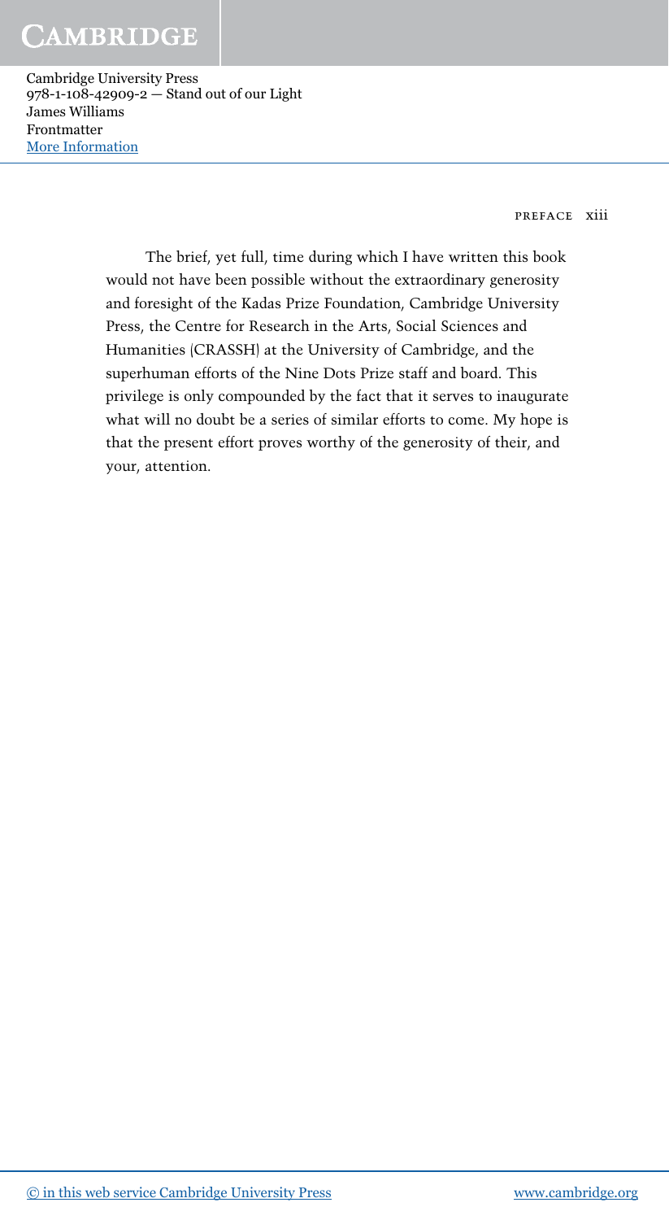The brief, yet full, time during which I have written this book would not have been possible without the extraordinary generosity and foresight of the Kadas Prize Foundation, Cambridge University Press, the Centre for Research in the Arts, Social Sciences and Humanities (CRASSH) at the University of Cambridge, and the superhuman efforts of the Nine Dots Prize staff and board. This privilege is only compounded by the fact that it serves to inaugurate what will no doubt be a series of similar efforts to come. My hope is that the present effort proves worthy of the generosity of their, and your, attention.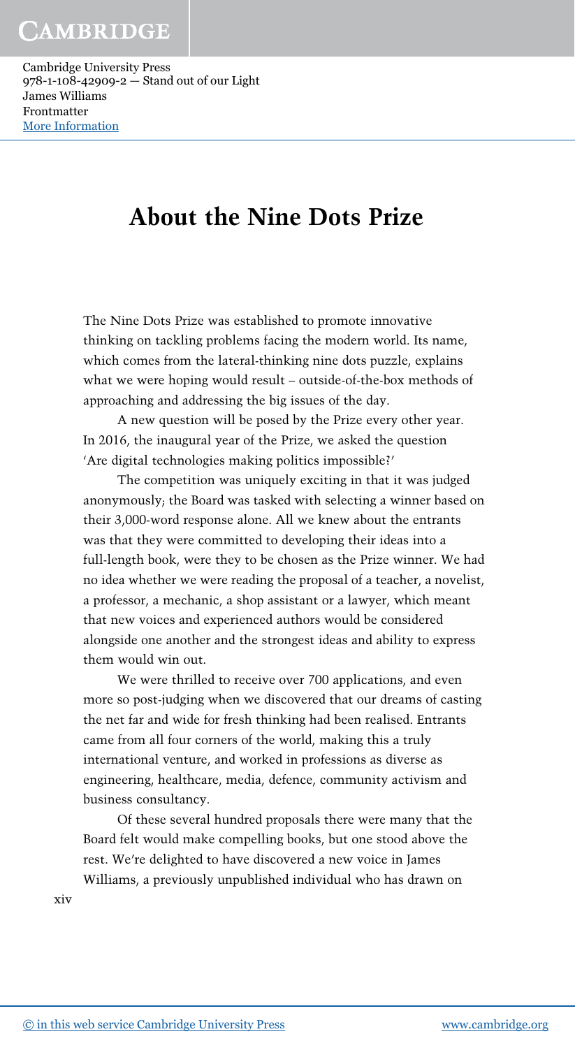# About the Nine Dots Prize

The Nine Dots Prize was established to promote innovative thinking on tackling problems facing the modern world. Its name, which comes from the lateral-thinking nine dots puzzle, explains what we were hoping would result – outside-of-the-box methods of approaching and addressing the big issues of the day.

A new question will be posed by the Prize every other year. In 2016, the inaugural year of the Prize, we asked the question 'Are digital technologies making politics impossible?'

The competition was uniquely exciting in that it was judged anonymously; the Board was tasked with selecting a winner based on their 3,000-word response alone. All we knew about the entrants was that they were committed to developing their ideas into a full-length book, were they to be chosen as the Prize winner. We had no idea whether we were reading the proposal of a teacher, a novelist, a professor, a mechanic, a shop assistant or a lawyer, which meant that new voices and experienced authors would be considered alongside one another and the strongest ideas and ability to express them would win out.

We were thrilled to receive over 700 applications, and even more so post-judging when we discovered that our dreams of casting the net far and wide for fresh thinking had been realised. Entrants came from all four corners of the world, making this a truly international venture, and worked in professions as diverse as engineering, healthcare, media, defence, community activism and business consultancy.

Of these several hundred proposals there were many that the Board felt would make compelling books, but one stood above the rest. We're delighted to have discovered a new voice in James Williams, a previously unpublished individual who has drawn on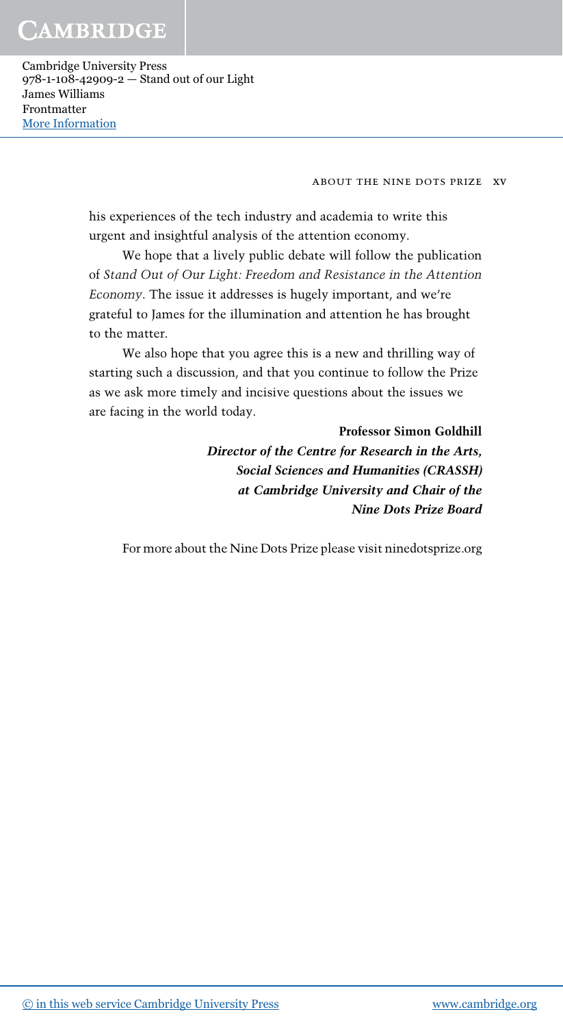his experiences of the tech industry and academia to write this urgent and insightful analysis of the attention economy.

We hope that a lively public debate will follow the publication of *Stand Out of Our Light: Freedom and Resistance in the Attention Economy*. The issue it addresses is hugely important, and we're grateful to James for the illumination and attention he has brought to the matter.

We also hope that you agree this is a new and thrilling way of starting such a discussion, and that you continue to follow the Prize as we ask more timely and incisive questions about the issues we are facing in the world today.

**Professor Simon Goldhill**
***Director of the Centre for Research in the Arts, Social Sciences and Humanities (CRASSH) at Cambridge University and Chair of the Nine Dots Prize Board***

For more about the Nine Dots Prize please visit ninedotsprize.org